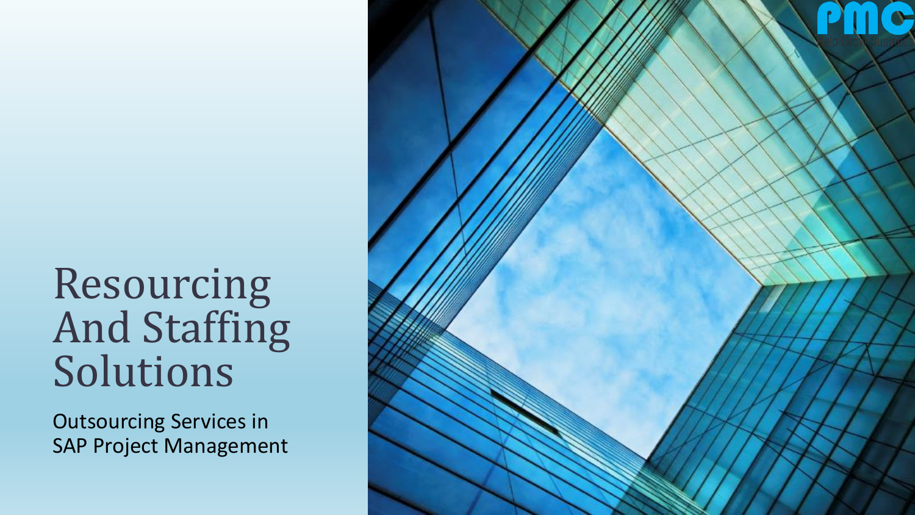# Resourcing And Staffing Solutions

Outsourcing Services in SAP Project Management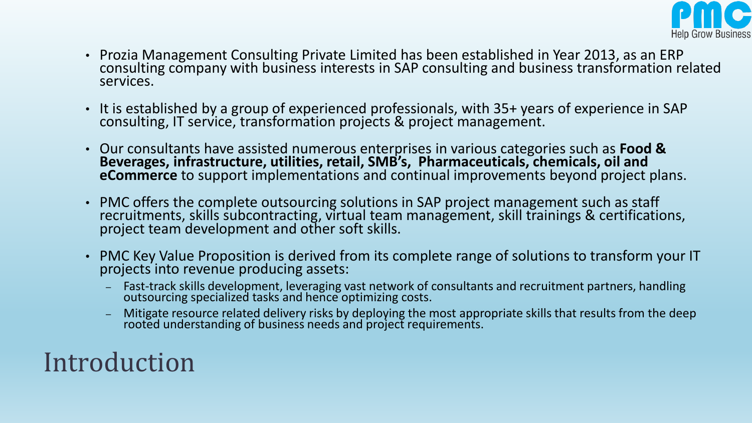# Introduction

- Prozia Management Consulting Private Limited has been established in Year 2013, as an ERP consulting company with business interests in SAP consulting and business transformation related services.
- It is established by a group of experienced professionals, with 35+ years of experience in SAP consulting, IT service, transformation projects & project management.
- Our consultants have assisted numerous enterprises in various categories such as **Food & Beverages, infrastructure, utilities, retail, SMB's, Pharmaceuticals, chemicals, oil and eCommerce** to support implementations and continual improvements beyond project plans.
- PMC offers the complete outsourcing solutions in SAP project management such as staff recruitments, skills subcontracting, virtual team management, skill trainings & certifications, project team development and other soft skills.
- PMC Key Value Proposition is derived from its complete range of solutions to transform your IT projects into revenue producing assets:
  - Fast-track skills development, leveraging vast network of consultants and recruitment partners, handling outsourcing specialized tasks and hence optimizing costs.
  - Mitigate resource related delivery risks by deploying the most appropriate skills that results from the deep rooted understanding of business needs and project requirements.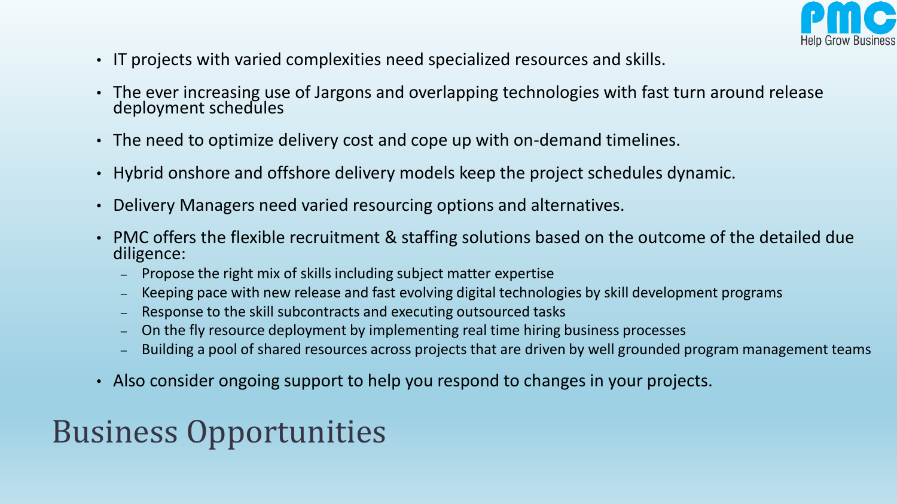- IT projects with varied complexities need specialized resources and skills.
- The ever increasing use of Jargons and overlapping technologies with fast turn around release deployment schedules
- The need to optimize delivery cost and cope up with on-demand timelines.
- Hybrid onshore and offshore delivery models keep the project schedules dynamic.
- Delivery Managers need varied resourcing options and alternatives.
- PMC offers the flexible recruitment & staffing solutions based on the outcome of the detailed due diligence:
  - Propose the right mix of skills including subject matter expertise
  - Keeping pace with new release and fast evolving digital technologies by skill development programs
  - Response to the skill subcontracts and executing outsourced tasks
  - On the fly resource deployment by implementing real time hiring business processes
  - Building a pool of shared resources across projects that are driven by well grounded program management teams
- Also consider ongoing support to help you respond to changes in your projects.

# Business Opportunities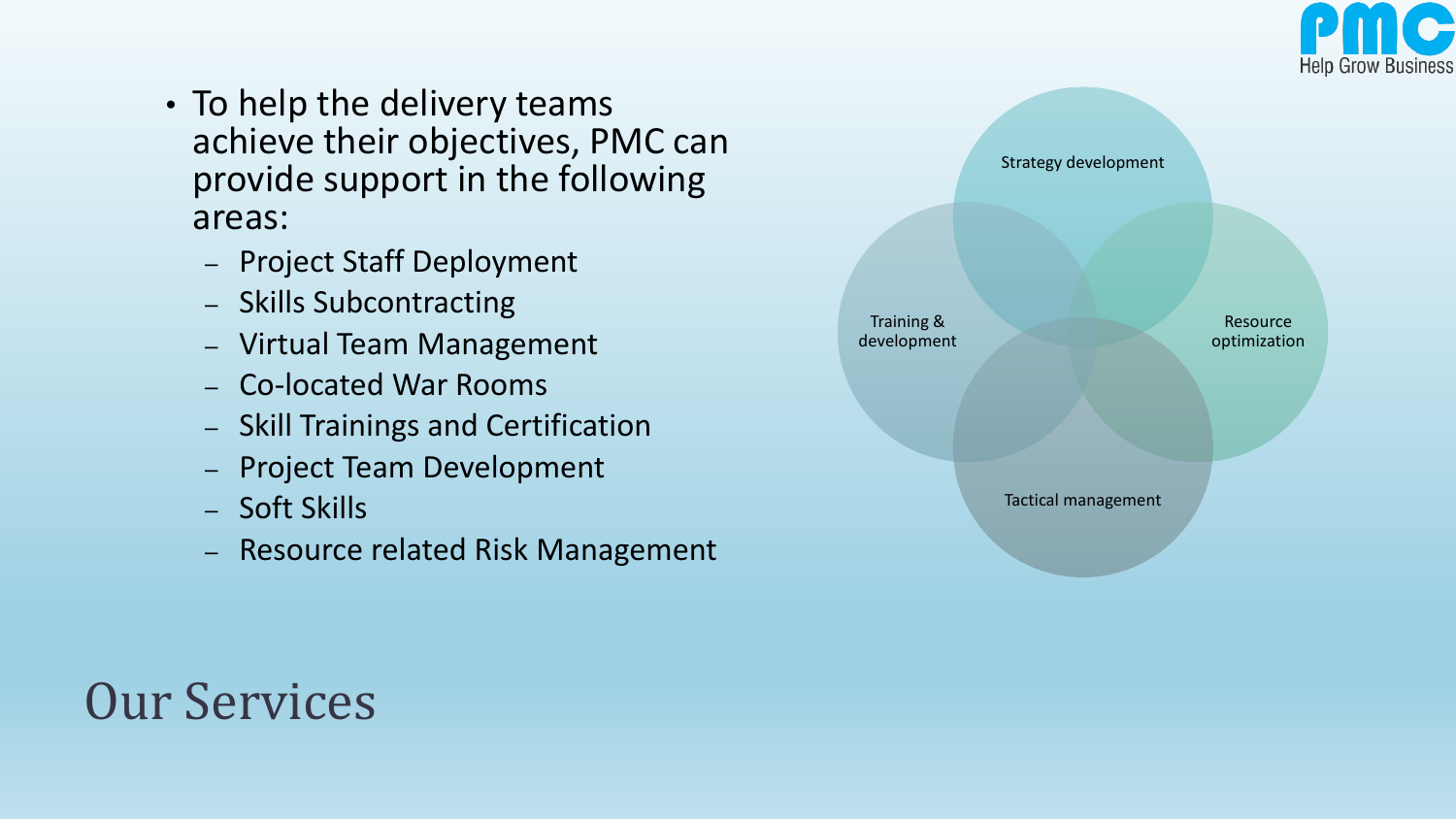# Our Services

- To help the delivery teams achieve their objectives, PMC can provide support in the following areas:
  - Project Staff Deployment
  - Skills Subcontracting
  - Virtual Team Management
  - Co-located War Rooms
  - Skill Trainings and Certification
  - Project Team Development
  - Soft Skills
  - Resource related Risk Management

Strategy development

Training & development

Resource optimization

Tactical management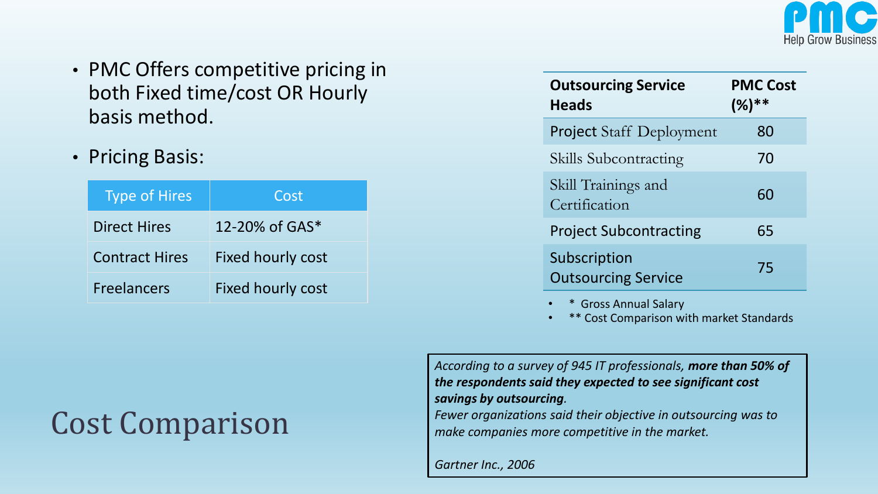# Cost Comparison

- PMC Offers competitive pricing in both Fixed time/cost OR Hourly basis method.
- Pricing Basis:

| Type of Hires | Cost |
| --- | --- |
| Direct Hires | 12-20% of GAS* |
| Contract Hires | Fixed hourly cost |
| Freelancers | Fixed hourly cost |

| Outsourcing Service Heads | PMC Cost (%)** |
| --- | --- |
| Project Staff Deployment | 80 |
| Skills Subcontracting | 70 |
| Skill Trainings and Certification | 60 |
| Project Subcontracting | 65 |
| Subscription Outsourcing Service | 75 |

- \* Gross Annual Salary
- \*\* Cost Comparison with market Standards

*According to a survey of 945 IT professionals, **more than 50% of the respondents said they expected to see significant cost savings by outsourcing**.*
*Fewer organizations said their objective in outsourcing was to make companies more competitive in the market.*

*Gartner Inc., 2006*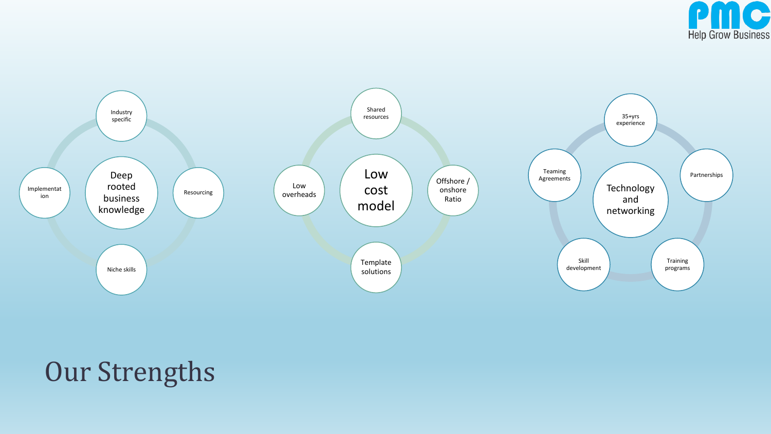# Our Strengths

## Deep rooted business knowledge

- Industry specific
- Resourcing
- Niche skills
- Implementation

## Low cost model

- Shared resources
- Offshore / onshore Ratio
- Template solutions
- Low overheads

## Technology and networking

- 35+yrs experience
- Partnerships
- Training programs
- Skill development
- Teaming Agreements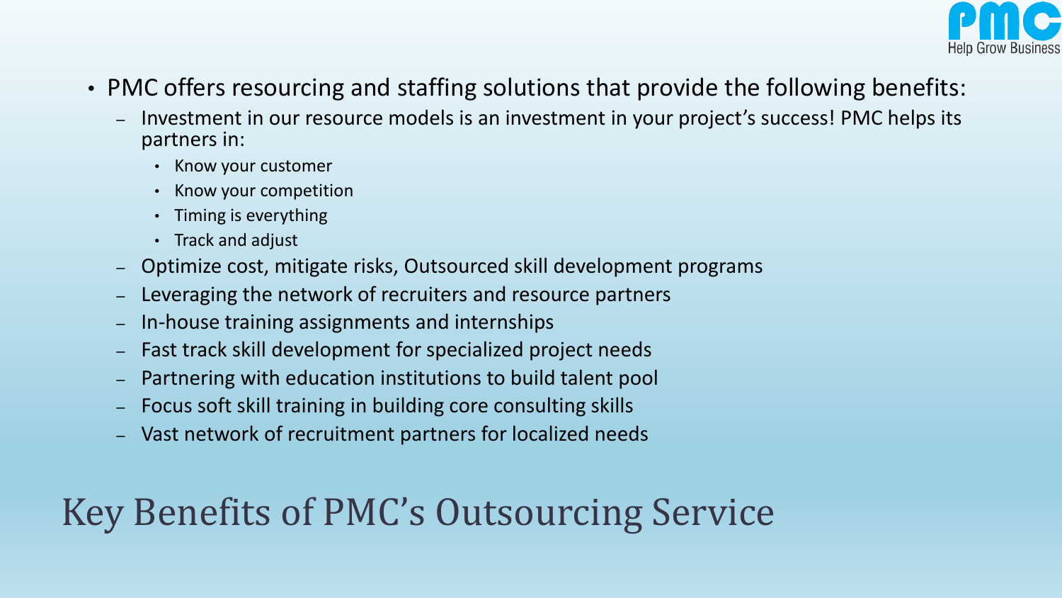# Key Benefits of PMC's Outsourcing Service

- PMC offers resourcing and staffing solutions that provide the following benefits:
  - Investment in our resource models is an investment in your project's success! PMC helps its partners in:
    - Know your customer
    - Know your competition
    - Timing is everything
    - Track and adjust
  - Optimize cost, mitigate risks, Outsourced skill development programs
  - Leveraging the network of recruiters and resource partners
  - In-house training assignments and internships
  - Fast track skill development for specialized project needs
  - Partnering with education institutions to build talent pool
  - Focus soft skill training in building core consulting skills
  - Vast network of recruitment partners for localized needs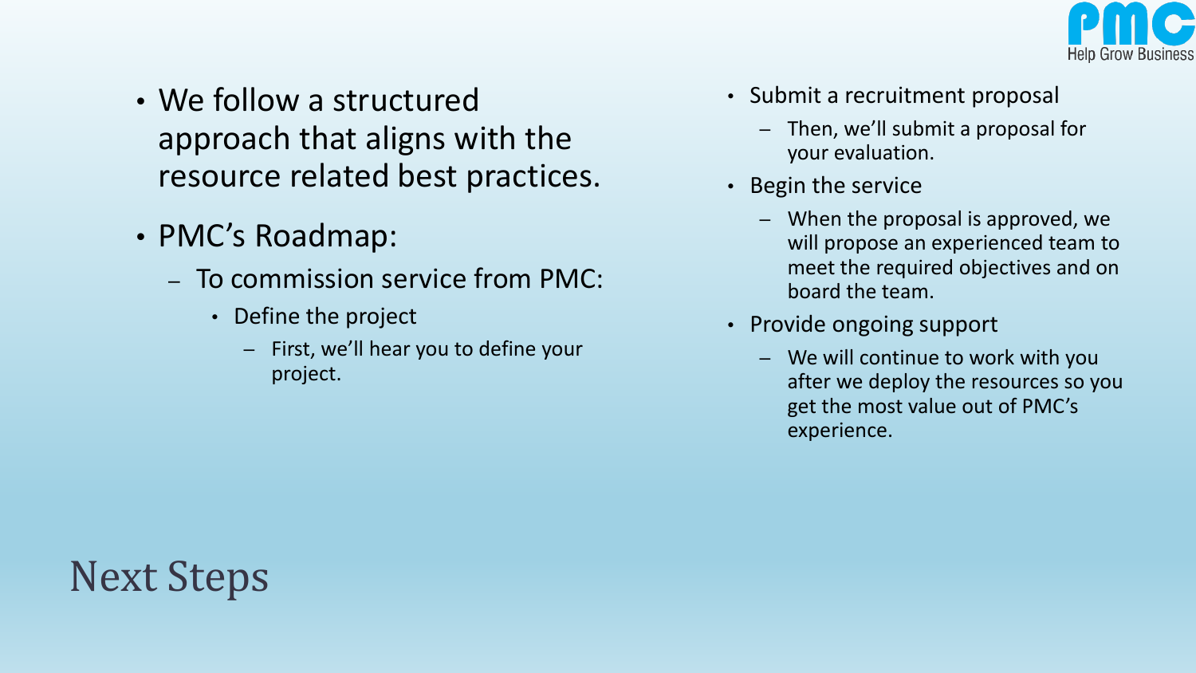# Next Steps

- We follow a structured approach that aligns with the resource related best practices.
- PMC's Roadmap:
  - To commission service from PMC:
    - Define the project
      - First, we'll hear you to define your project.
    - Submit a recruitment proposal
      - Then, we'll submit a proposal for your evaluation.
    - Begin the service
      - When the proposal is approved, we will propose an experienced team to meet the required objectives and on board the team.
    - Provide ongoing support
      - We will continue to work with you after we deploy the resources so you get the most value out of PMC's experience.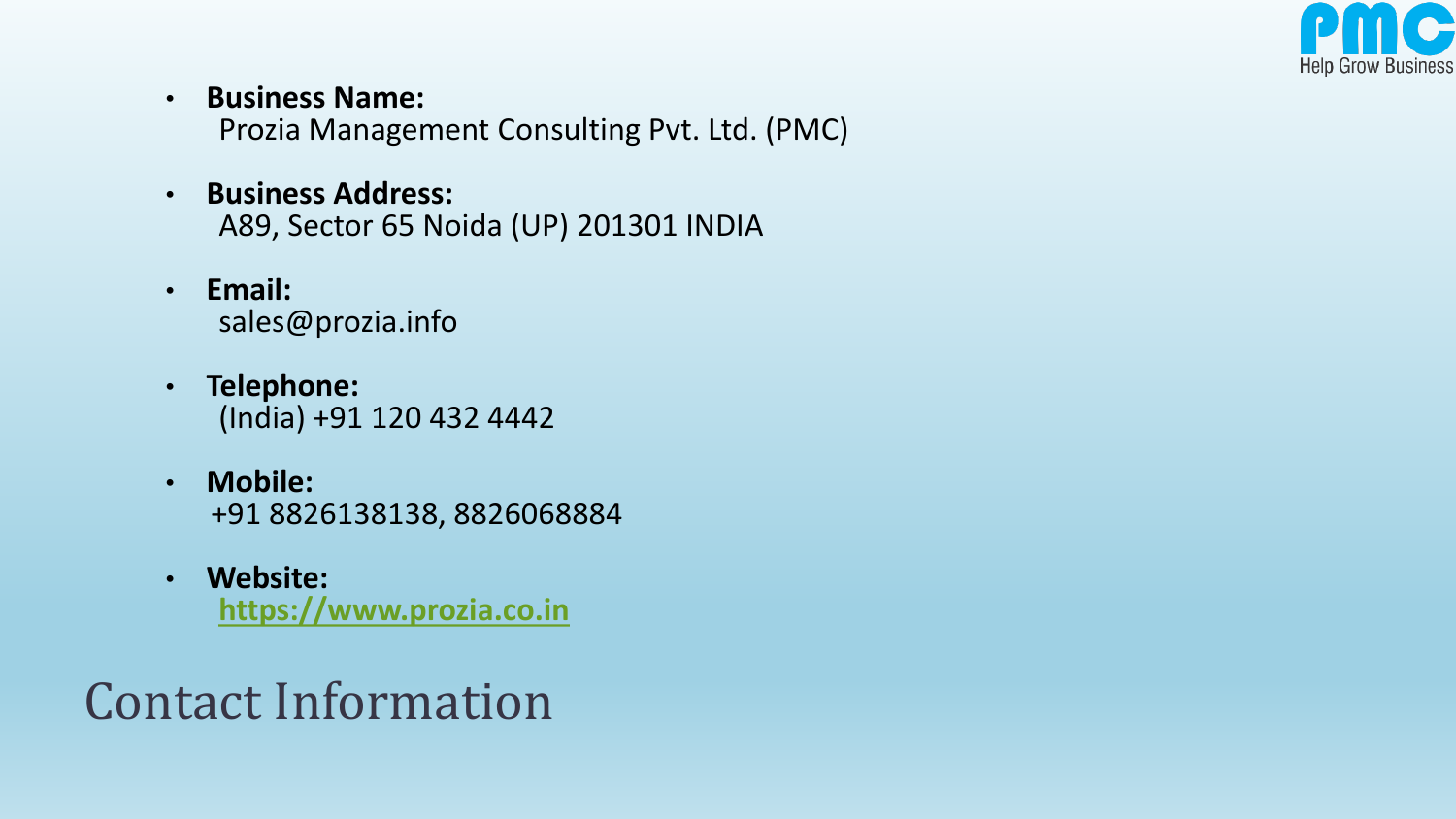- **Business Name:**
  Prozia Management Consulting Pvt. Ltd. (PMC)
- **Business Address:**
  A89, Sector 65 Noida (UP) 201301 INDIA
- **Email:**
  sales@prozia.info
- **Telephone:**
  (India) +91 120 432 4442
- **Mobile:**
  +91 8826138138, 8826068884
- **Website:**
  https://www.prozia.co.in

# Contact Information